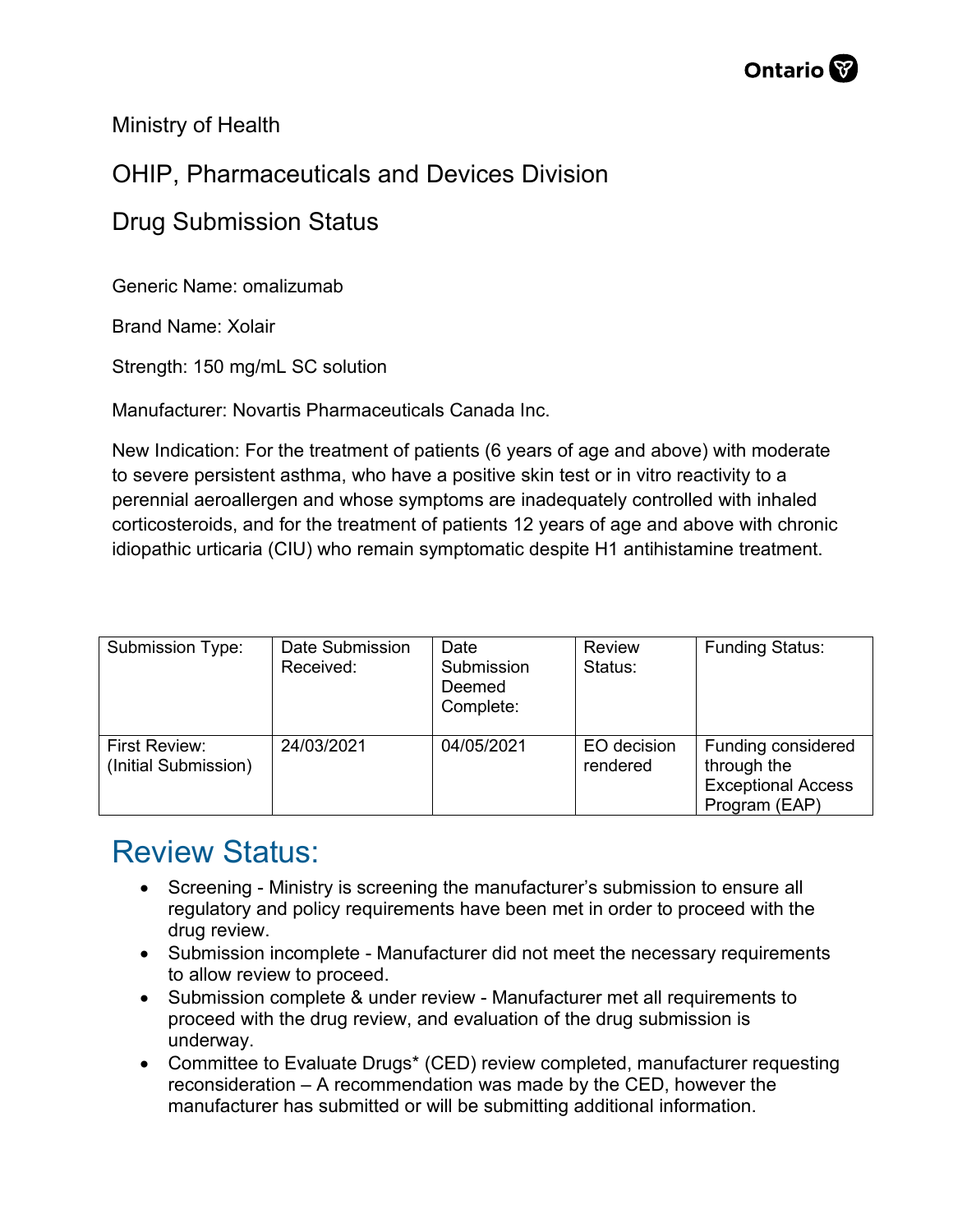Ministry of Health

OHIP, Pharmaceuticals and Devices Division

Drug Submission Status

Generic Name: omalizumab

Brand Name: Xolair

Strength: 150 mg/mL SC solution

Manufacturer: Novartis Pharmaceuticals Canada Inc.

New Indication: For the treatment of patients (6 years of age and above) with moderate to severe persistent asthma, who have a positive skin test or in vitro reactivity to a perennial aeroallergen and whose symptoms are inadequately controlled with inhaled corticosteroids, and for the treatment of patients 12 years of age and above with chronic idiopathic urticaria (CIU) who remain symptomatic despite H1 antihistamine treatment.

| Submission Type: | Date Submission Received: | Date Submission Deemed Complete: | Review Status: | Funding Status: |
|---|---|---|---|---|
| First Review: (Initial Submission) | 24/03/2021 | 04/05/2021 | EO decision rendered | Funding considered through the Exceptional Access Program (EAP) |

# Review Status:

- Screening - Ministry is screening the manufacturer's submission to ensure all regulatory and policy requirements have been met in order to proceed with the drug review.
- Submission incomplete - Manufacturer did not meet the necessary requirements to allow review to proceed.
- Submission complete & under review - Manufacturer met all requirements to proceed with the drug review, and evaluation of the drug submission is underway.
- Committee to Evaluate Drugs* (CED) review completed, manufacturer requesting reconsideration – A recommendation was made by the CED, however the manufacturer has submitted or will be submitting additional information.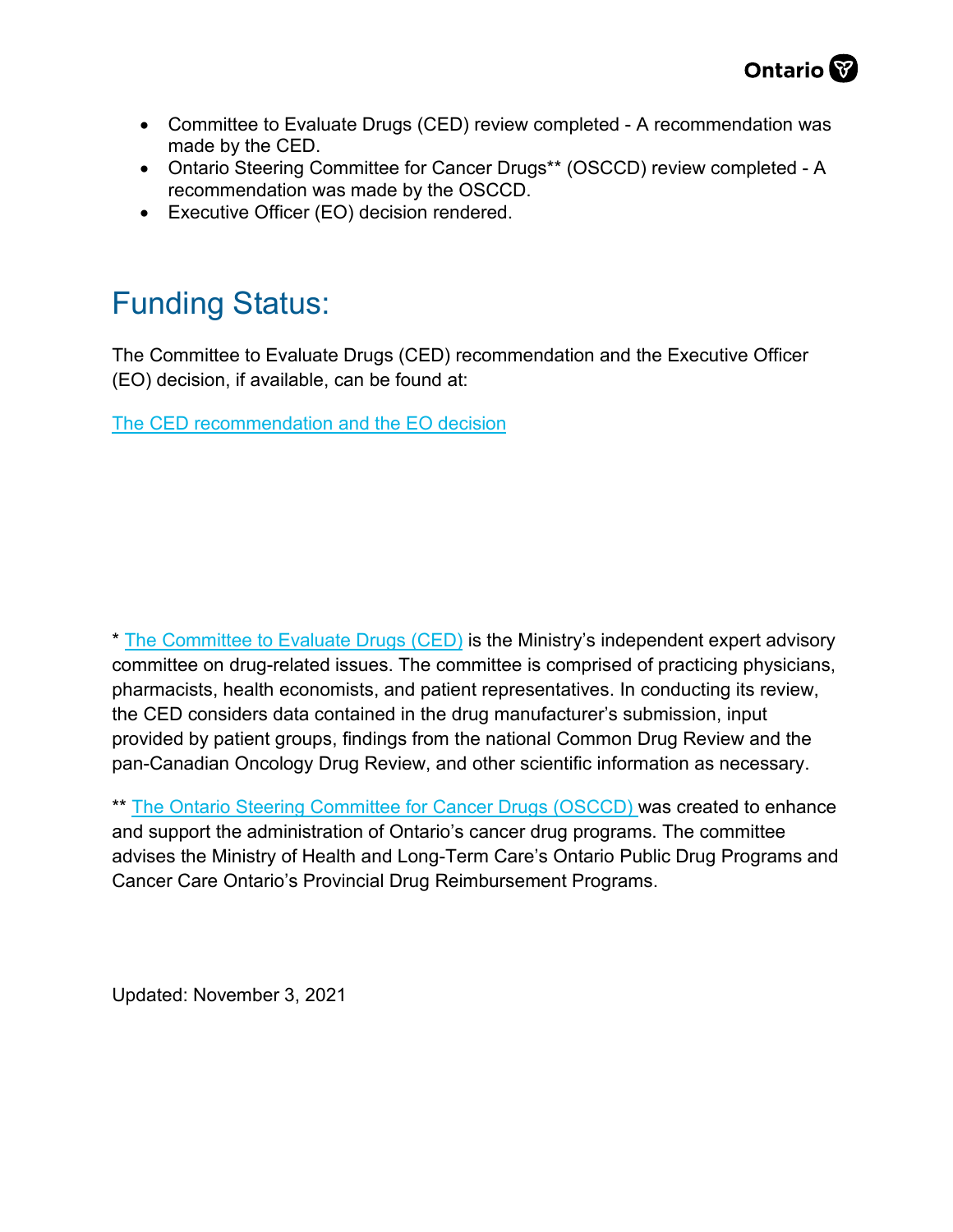- Committee to Evaluate Drugs (CED) review completed - A recommendation was made by the CED.
- Ontario Steering Committee for Cancer Drugs** (OSCCD) review completed - A recommendation was made by the OSCCD.
- Executive Officer (EO) decision rendered.

# Funding Status:

The Committee to Evaluate Drugs (CED) recommendation and the Executive Officer (EO) decision, if available, can be found at:

The CED recommendation and the EO decision

* The Committee to Evaluate Drugs (CED) is the Ministry's independent expert advisory committee on drug-related issues. The committee is comprised of practicing physicians, pharmacists, health economists, and patient representatives. In conducting its review, the CED considers data contained in the drug manufacturer's submission, input provided by patient groups, findings from the national Common Drug Review and the pan-Canadian Oncology Drug Review, and other scientific information as necessary.

** The Ontario Steering Committee for Cancer Drugs (OSCCD) was created to enhance and support the administration of Ontario's cancer drug programs. The committee advises the Ministry of Health and Long-Term Care's Ontario Public Drug Programs and Cancer Care Ontario's Provincial Drug Reimbursement Programs.

Updated: November 3, 2021